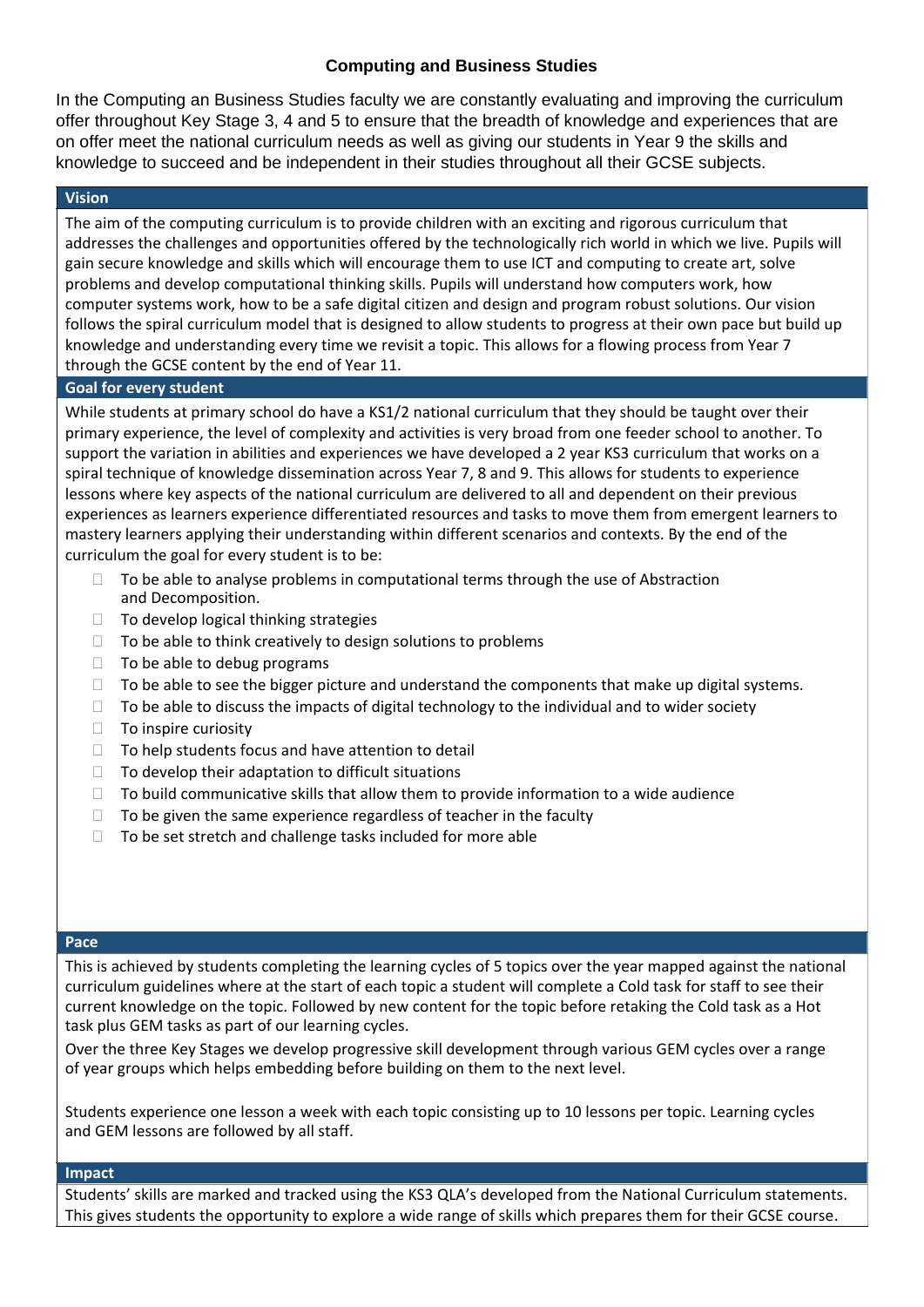# Computing and Business Studies

In the Computing an Business Studies faculty we are constantly evaluating and improving the curriculum offer throughout Key Stage 3, 4 and 5 to ensure that the breadth of knowledge and experiences that are on offer meet the national curriculum needs as well as giving our students in Year 9 the skills and knowledge to succeed and be independent in their studies throughout all their GCSE subjects.

## Vision

The aim of the computing curriculum is to provide children with an exciting and rigorous curriculum that addresses the challenges and opportunities offered by the technologically rich world in which we live. Pupils will gain secure knowledge and skills which will encourage them to use ICT and computing to create art, solve problems and develop computational thinking skills. Pupils will understand how computers work, how computer systems work, how to be a safe digital citizen and design and program robust solutions. Our vision follows the spiral curriculum model that is designed to allow students to progress at their own pace but build up knowledge and understanding every time we revisit a topic. This allows for a flowing process from Year 7 through the GCSE content by the end of Year 11.

## Goal for every student

While students at primary school do have a KS1/2 national curriculum that they should be taught over their primary experience, the level of complexity and activities is very broad from one feeder school to another. To support the variation in abilities and experiences we have developed a 2 year KS3 curriculum that works on a spiral technique of knowledge dissemination across Year 7, 8 and 9. This allows for students to experience lessons where key aspects of the national curriculum are delivered to all and dependent on their previous experiences as learners experience differentiated resources and tasks to move them from emergent learners to mastery learners applying their understanding within different scenarios and contexts. By the end of the curriculum the goal for every student is to be:

- To be able to analyse problems in computational terms through the use of Abstraction and Decomposition.
- To develop logical thinking strategies
- To be able to think creatively to design solutions to problems
- To be able to debug programs
- To be able to see the bigger picture and understand the components that make up digital systems.
- To be able to discuss the impacts of digital technology to the individual and to wider society
- To inspire curiosity
- To help students focus and have attention to detail
- To develop their adaptation to difficult situations
- To build communicative skills that allow them to provide information to a wide audience
- To be given the same experience regardless of teacher in the faculty
- To be set stretch and challenge tasks included for more able

## Pace

This is achieved by students completing the learning cycles of 5 topics over the year mapped against the national curriculum guidelines where at the start of each topic a student will complete a Cold task for staff to see their current knowledge on the topic. Followed by new content for the topic before retaking the Cold task as a Hot task plus GEM tasks as part of our learning cycles.

Over the three Key Stages we develop progressive skill development through various GEM cycles over a range of year groups which helps embedding before building on them to the next level.

Students experience one lesson a week with each topic consisting up to 10 lessons per topic. Learning cycles and GEM lessons are followed by all staff.

## Impact

Students' skills are marked and tracked using the KS3 QLA's developed from the National Curriculum statements. This gives students the opportunity to explore a wide range of skills which prepares them for their GCSE course.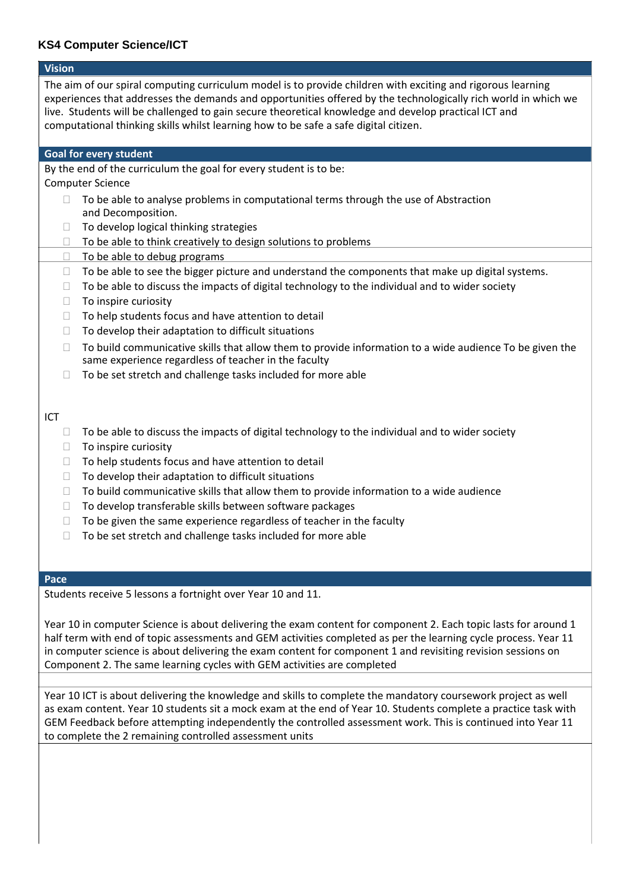## KS4 Computer Science/ICT

### Vision

The aim of our spiral computing curriculum model is to provide children with exciting and rigorous learning experiences that addresses the demands and opportunities offered by the technologically rich world in which we live. Students will be challenged to gain secure theoretical knowledge and develop practical ICT and computational thinking skills whilst learning how to be safe a safe digital citizen.

### Goal for every student

By the end of the curriculum the goal for every student is to be:

Computer Science

- To be able to analyse problems in computational terms through the use of Abstraction and Decomposition.
- To develop logical thinking strategies
- To be able to think creatively to design solutions to problems
- To be able to debug programs
- To be able to see the bigger picture and understand the components that make up digital systems.
- To be able to discuss the impacts of digital technology to the individual and to wider society
- To inspire curiosity
- To help students focus and have attention to detail
- To develop their adaptation to difficult situations
- To build communicative skills that allow them to provide information to a wide audience To be given the same experience regardless of teacher in the faculty
- To be set stretch and challenge tasks included for more able

ICT

- To be able to discuss the impacts of digital technology to the individual and to wider society
- To inspire curiosity
- To help students focus and have attention to detail
- To develop their adaptation to difficult situations
- To build communicative skills that allow them to provide information to a wide audience
- To develop transferable skills between software packages
- To be given the same experience regardless of teacher in the faculty
- To be set stretch and challenge tasks included for more able

### Pace

Students receive 5 lessons a fortnight over Year 10 and 11.

Year 10 in computer Science is about delivering the exam content for component 2. Each topic lasts for around 1 half term with end of topic assessments and GEM activities completed as per the learning cycle process. Year 11 in computer science is about delivering the exam content for component 1 and revisiting revision sessions on Component 2. The same learning cycles with GEM activities are completed

Year 10 ICT is about delivering the knowledge and skills to complete the mandatory coursework project as well as exam content. Year 10 students sit a mock exam at the end of Year 10. Students complete a practice task with GEM Feedback before attempting independently the controlled assessment work. This is continued into Year 11 to complete the 2 remaining controlled assessment units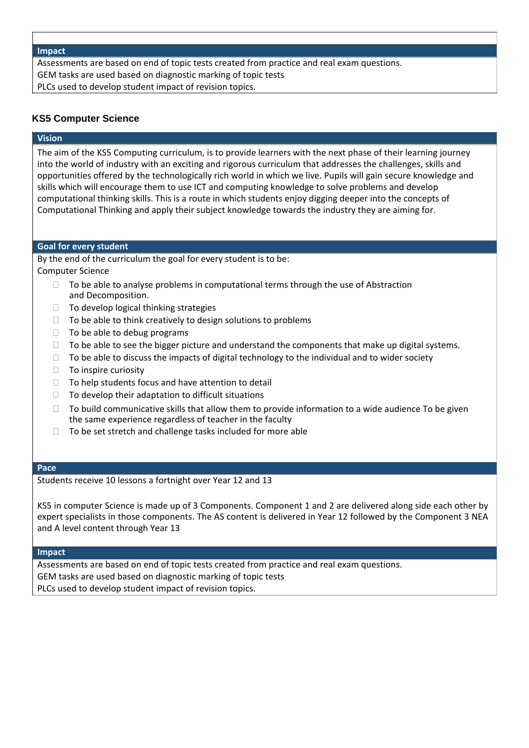### Impact

Assessments are based on end of topic tests created from practice and real exam questions.
GEM tasks are used based on diagnostic marking of topic tests
PLCs used to develop student impact of revision topics.

## KS5 Computer Science

### Vision

The aim of the KS5 Computing curriculum, is to provide learners with the next phase of their learning journey into the world of industry with an exciting and rigorous curriculum that addresses the challenges, skills and opportunities offered by the technologically rich world in which we live. Pupils will gain secure knowledge and skills which will encourage them to use ICT and computing knowledge to solve problems and develop computational thinking skills. This is a route in which students enjoy digging deeper into the concepts of Computational Thinking and apply their subject knowledge towards the industry they are aiming for.

### Goal for every student

By the end of the curriculum the goal for every student is to be:
Computer Science

- To be able to analyse problems in computational terms through the use of Abstraction and Decomposition.
- To develop logical thinking strategies
- To be able to think creatively to design solutions to problems
- To be able to debug programs
- To be able to see the bigger picture and understand the components that make up digital systems.
- To be able to discuss the impacts of digital technology to the individual and to wider society
- To inspire curiosity
- To help students focus and have attention to detail
- To develop their adaptation to difficult situations
- To build communicative skills that allow them to provide information to a wide audience To be given the same experience regardless of teacher in the faculty
- To be set stretch and challenge tasks included for more able

### Pace

Students receive 10 lessons a fortnight over Year 12 and 13

KS5 in computer Science is made up of 3 Components. Component 1 and 2 are delivered along side each other by expert specialists in those components. The AS content is delivered in Year 12 followed by the Component 3 NEA and A level content through Year 13

### Impact

Assessments are based on end of topic tests created from practice and real exam questions.
GEM tasks are used based on diagnostic marking of topic tests
PLCs used to develop student impact of revision topics.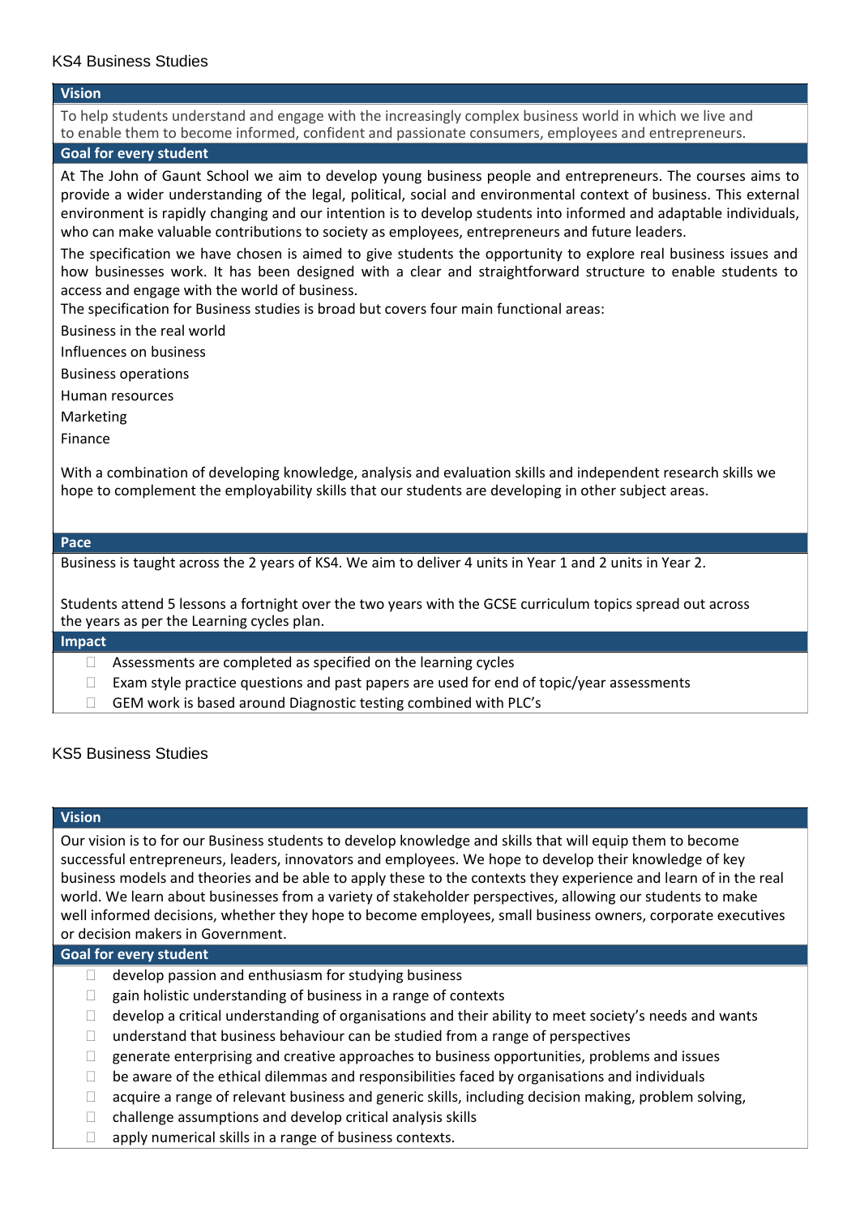## KS4 Business Studies

### Vision

To help students understand and engage with the increasingly complex business world in which we live and to enable them to become informed, confident and passionate consumers, employees and entrepreneurs.

### Goal for every student

At The John of Gaunt School we aim to develop young business people and entrepreneurs. The courses aims to provide a wider understanding of the legal, political, social and environmental context of business. This external environment is rapidly changing and our intention is to develop students into informed and adaptable individuals, who can make valuable contributions to society as employees, entrepreneurs and future leaders.

The specification we have chosen is aimed to give students the opportunity to explore real business issues and how businesses work. It has been designed with a clear and straightforward structure to enable students to access and engage with the world of business.

The specification for Business studies is broad but covers four main functional areas:

Business in the real world

Influences on business

Business operations

Human resources

Marketing

Finance

With a combination of developing knowledge, analysis and evaluation skills and independent research skills we hope to complement the employability skills that our students are developing in other subject areas.

### Pace

Business is taught across the 2 years of KS4. We aim to deliver 4 units in Year 1 and 2 units in Year 2.

Students attend 5 lessons a fortnight over the two years with the GCSE curriculum topics spread out across the years as per the Learning cycles plan.

### Impact

- Assessments are completed as specified on the learning cycles
- Exam style practice questions and past papers are used for end of topic/year assessments
- GEM work is based around Diagnostic testing combined with PLC's

## KS5 Business Studies

### Vision

Our vision is to for our Business students to develop knowledge and skills that will equip them to become successful entrepreneurs, leaders, innovators and employees. We hope to develop their knowledge of key business models and theories and be able to apply these to the contexts they experience and learn of in the real world. We learn about businesses from a variety of stakeholder perspectives, allowing our students to make well informed decisions, whether they hope to become employees, small business owners, corporate executives or decision makers in Government.

### Goal for every student

- develop passion and enthusiasm for studying business
- gain holistic understanding of business in a range of contexts
- develop a critical understanding of organisations and their ability to meet society's needs and wants
- understand that business behaviour can be studied from a range of perspectives
- generate enterprising and creative approaches to business opportunities, problems and issues
- be aware of the ethical dilemmas and responsibilities faced by organisations and individuals
- acquire a range of relevant business and generic skills, including decision making, problem solving,
- challenge assumptions and develop critical analysis skills
- apply numerical skills in a range of business contexts.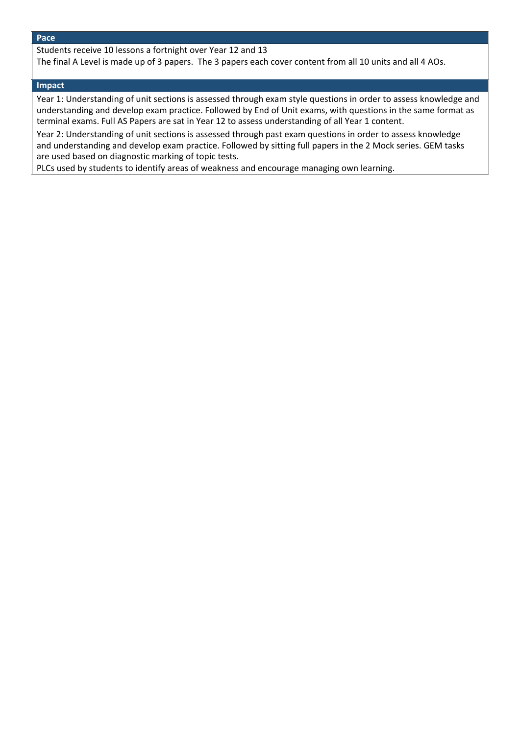## Pace

Students receive 10 lessons a fortnight over Year 12 and 13

The final A Level is made up of 3 papers. The 3 papers each cover content from all 10 units and all 4 AOs.

## Impact

Year 1: Understanding of unit sections is assessed through exam style questions in order to assess knowledge and understanding and develop exam practice. Followed by End of Unit exams, with questions in the same format as terminal exams. Full AS Papers are sat in Year 12 to assess understanding of all Year 1 content.

Year 2: Understanding of unit sections is assessed through past exam questions in order to assess knowledge and understanding and develop exam practice. Followed by sitting full papers in the 2 Mock series. GEM tasks are used based on diagnostic marking of topic tests.

PLCs used by students to identify areas of weakness and encourage managing own learning.